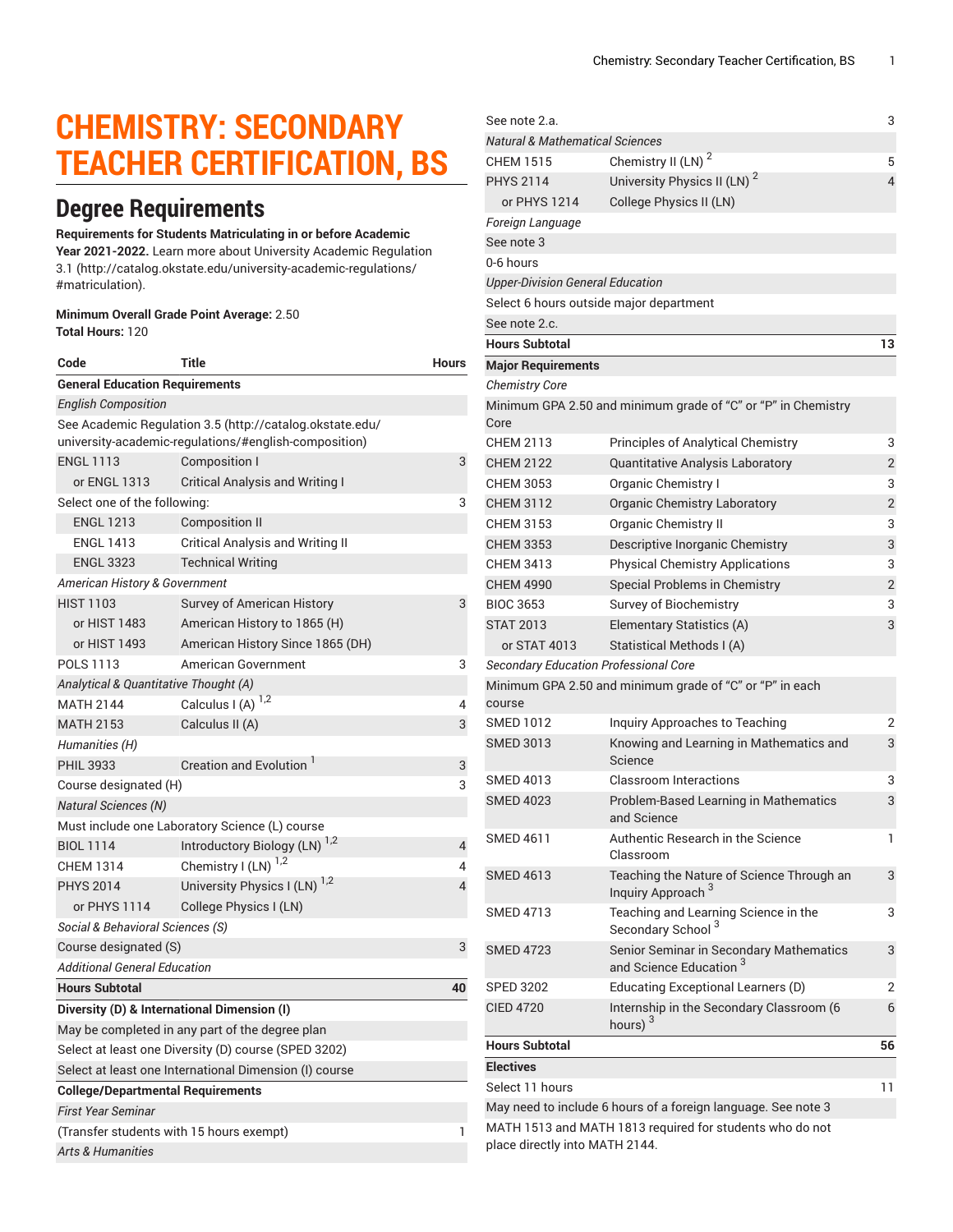# CHEMISTRY: SECONDARY TEACHER CERTIFICATION, BS

## Degree Requirements

**Requirements for Students Matriculating in or before Academic Year 2021-2022.** Learn more about University Academic Regulation 3.1 (http://catalog.okstate.edu/university-academic-regulations/#matriculation).

**Minimum Overall Grade Point Average:** 2.50
**Total Hours:** 120

| Code | Title | Hours |
|---|---|---|
| **General Education Requirements** | | |
| *English Composition* | | |
| See Academic Regulation 3.5 (http://catalog.okstate.edu/university-academic-regulations/#english-composition) | | |
| ENGL 1113 | Composition I | 3 |
| or ENGL 1313 | Critical Analysis and Writing I | |
| Select one of the following: | | 3 |
| ENGL 1213 | Composition II | |
| ENGL 1413 | Critical Analysis and Writing II | |
| ENGL 3323 | Technical Writing | |
| *American History & Government* | | |
| HIST 1103 | Survey of American History | 3 |
| or HIST 1483 | American History to 1865 (H) | |
| or HIST 1493 | American History Since 1865 (DH) | |
| POLS 1113 | American Government | 3 |
| *Analytical & Quantitative Thought (A)* | | |
| MATH 2144 | Calculus I (A) [1,2] | 4 |
| MATH 2153 | Calculus II (A) | 3 |
| *Humanities (H)* | | |
| PHIL 3933 | Creation and Evolution [1] | 3 |
| Course designated (H) | | 3 |
| *Natural Sciences (N)* | | |
| Must include one Laboratory Science (L) course | | |
| BIOL 1114 | Introductory Biology (LN) [1,2] | 4 |
| CHEM 1314 | Chemistry I (LN) [1,2] | 4 |
| PHYS 2014 | University Physics I (LN) [1,2] | 4 |
| or PHYS 1114 | College Physics I (LN) | |
| *Social & Behavioral Sciences (S)* | | |
| Course designated (S) | | 3 |
| *Additional General Education* | | |
| **Hours Subtotal** | | **40** |
| **Diversity (D) & International Dimension (I)** | | |
| May be completed in any part of the degree plan | | |
| Select at least one Diversity (D) course (SPED 3202) | | |
| Select at least one International Dimension (I) course | | |
| **College/Departmental Requirements** | | |
| *First Year Seminar* | | |
| (Transfer students with 15 hours exempt) | | 1 |
| *Arts & Humanities* | | |
| See note 2.a. | | 3 |
| *Natural & Mathematical Sciences* | | |
| CHEM 1515 | Chemistry II (LN) [2] | 5 |
| PHYS 2114 | University Physics II (LN) [2] | 4 |
| or PHYS 1214 | College Physics II (LN) | |
| *Foreign Language* | | |
| See note 3 | | |
| 0-6 hours | | |
| *Upper-Division General Education* | | |
| Select 6 hours outside major department | | |
| See note 2.c. | | |
| **Hours Subtotal** | | **13** |
| **Major Requirements** | | |
| *Chemistry Core* | | |
| Minimum GPA 2.50 and minimum grade of "C" or "P" in Chemistry Core | | |
| CHEM 2113 | Principles of Analytical Chemistry | 3 |
| CHEM 2122 | Quantitative Analysis Laboratory | 2 |
| CHEM 3053 | Organic Chemistry I | 3 |
| CHEM 3112 | Organic Chemistry Laboratory | 2 |
| CHEM 3153 | Organic Chemistry II | 3 |
| CHEM 3353 | Descriptive Inorganic Chemistry | 3 |
| CHEM 3413 | Physical Chemistry Applications | 3 |
| CHEM 4990 | Special Problems in Chemistry | 2 |
| BIOC 3653 | Survey of Biochemistry | 3 |
| STAT 2013 | Elementary Statistics (A) | 3 |
| or STAT 4013 | Statistical Methods I (A) | |
| *Secondary Education Professional Core* | | |
| Minimum GPA 2.50 and minimum grade of "C" or "P" in each course | | |
| SMED 1012 | Inquiry Approaches to Teaching | 2 |
| SMED 3013 | Knowing and Learning in Mathematics and Science | 3 |
| SMED 4013 | Classroom Interactions | 3 |
| SMED 4023 | Problem-Based Learning in Mathematics and Science | 3 |
| SMED 4611 | Authentic Research in the Science Classroom | 1 |
| SMED 4613 | Teaching the Nature of Science Through an Inquiry Approach [3] | 3 |
| SMED 4713 | Teaching and Learning Science in the Secondary School [3] | 3 |
| SMED 4723 | Senior Seminar in Secondary Mathematics and Science Education [3] | 3 |
| SPED 3202 | Educating Exceptional Learners (D) | 2 |
| CIED 4720 | Internship in the Secondary Classroom (6 hours) [3] | 6 |
| **Hours Subtotal** | | **56** |
| **Electives** | | |
| Select 11 hours | | 11 |
| May need to include 6 hours of a foreign language. See note 3 | | |
| MATH 1513 and MATH 1813 required for students who do not place directly into MATH 2144. | | |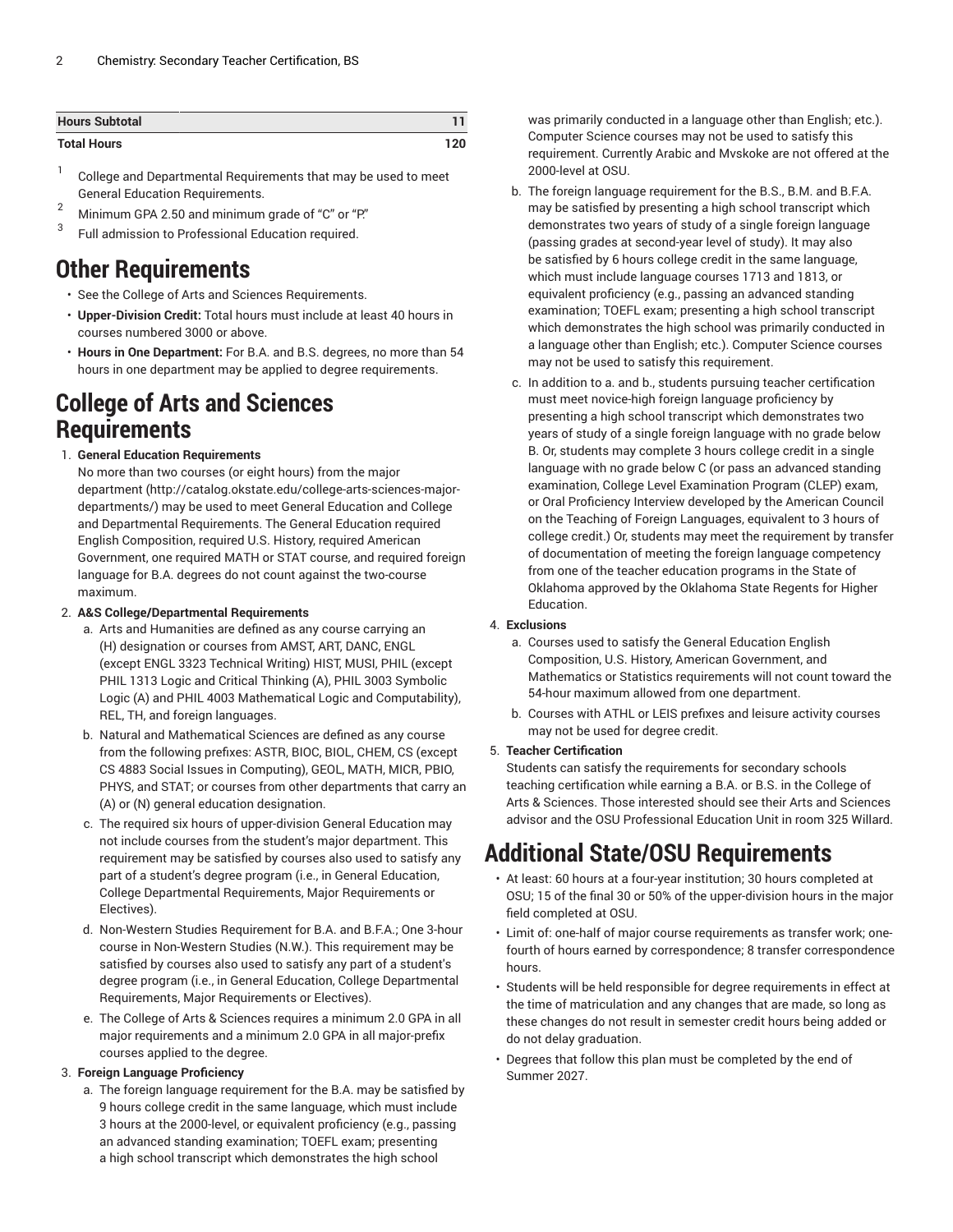| | |
|---|---|
| **Hours Subtotal** | **11** |
| **Total Hours** | **120** |

[1] College and Departmental Requirements that may be used to meet General Education Requirements.

[2] Minimum GPA 2.50 and minimum grade of "C" or "P."

[3] Full admission to Professional Education required.

# Other Requirements

- See the College of Arts and Sciences Requirements.
- **Upper-Division Credit:** Total hours must include at least 40 hours in courses numbered 3000 or above.
- **Hours in One Department:** For B.A. and B.S. degrees, no more than 54 hours in one department may be applied to degree requirements.

# College of Arts and Sciences Requirements

1. **General Education Requirements**
   No more than two courses (or eight hours) from the major department (http://catalog.okstate.edu/college-arts-sciences-major-departments/) may be used to meet General Education and College and Departmental Requirements. The General Education required English Composition, required U.S. History, required American Government, one required MATH or STAT course, and required foreign language for B.A. degrees do not count against the two-course maximum.
2. **A&S College/Departmental Requirements**
   a. Arts and Humanities are defined as any course carrying an (H) designation or courses from AMST, ART, DANC, ENGL (except ENGL 3323 Technical Writing) HIST, MUSI, PHIL (except PHIL 1313 Logic and Critical Thinking (A), PHIL 3003 Symbolic Logic (A) and PHIL 4003 Mathematical Logic and Computability), REL, TH, and foreign languages.
   b. Natural and Mathematical Sciences are defined as any course from the following prefixes: ASTR, BIOC, BIOL, CHEM, CS (except CS 4883 Social Issues in Computing), GEOL, MATH, MICR, PBIO, PHYS, and STAT; or courses from other departments that carry an (A) or (N) general education designation.
   c. The required six hours of upper-division General Education may not include courses from the student's major department. This requirement may be satisfied by courses also used to satisfy any part of a student's degree program (i.e., in General Education, College Departmental Requirements, Major Requirements or Electives).
   d. Non-Western Studies Requirement for B.A. and B.F.A.; One 3-hour course in Non-Western Studies (N.W.). This requirement may be satisfied by courses also used to satisfy any part of a student's degree program (i.e., in General Education, College Departmental Requirements, Major Requirements or Electives).
   e. The College of Arts & Sciences requires a minimum 2.0 GPA in all major requirements and a minimum 2.0 GPA in all major-prefix courses applied to the degree.
3. **Foreign Language Proficiency**
   a. The foreign language requirement for the B.A. may be satisfied by 9 hours college credit in the same language, which must include 3 hours at the 2000-level, or equivalent proficiency (e.g., passing an advanced standing examination; TOEFL exam; presenting a high school transcript which demonstrates the high school was primarily conducted in a language other than English; etc.). Computer Science courses may not be used to satisfy this requirement. Currently Arabic and Mvskoke are not offered at the 2000-level at OSU.
   b. The foreign language requirement for the B.S., B.M. and B.F.A. may be satisfied by presenting a high school transcript which demonstrates two years of study of a single foreign language (passing grades at second-year level of study). It may also be satisfied by 6 hours college credit in the same language, which must include language courses 1713 and 1813, or equivalent proficiency (e.g., passing an advanced standing examination; TOEFL exam; presenting a high school transcript which demonstrates the high school was primarily conducted in a language other than English; etc.). Computer Science courses may not be used to satisfy this requirement.
   c. In addition to a. and b., students pursuing teacher certification must meet novice-high foreign language proficiency by presenting a high school transcript which demonstrates two years of study of a single foreign language with no grade below B. Or, students may complete 3 hours college credit in a single language with no grade below C (or pass an advanced standing examination, College Level Examination Program (CLEP) exam, or Oral Proficiency Interview developed by the American Council on the Teaching of Foreign Languages, equivalent to 3 hours of college credit.) Or, students may meet the requirement by transfer of documentation of meeting the foreign language competency from one of the teacher education programs in the State of Oklahoma approved by the Oklahoma State Regents for Higher Education.
4. **Exclusions**
   a. Courses used to satisfy the General Education English Composition, U.S. History, American Government, and Mathematics or Statistics requirements will not count toward the 54-hour maximum allowed from one department.
   b. Courses with ATHL or LEIS prefixes and leisure activity courses may not be used for degree credit.
5. **Teacher Certification**
   Students can satisfy the requirements for secondary schools teaching certification while earning a B.A. or B.S. in the College of Arts & Sciences. Those interested should see their Arts and Sciences advisor and the OSU Professional Education Unit in room 325 Willard.

# Additional State/OSU Requirements

- At least: 60 hours at a four-year institution; 30 hours completed at OSU; 15 of the final 30 or 50% of the upper-division hours in the major field completed at OSU.
- Limit of: one-half of major course requirements as transfer work; one-fourth of hours earned by correspondence; 8 transfer correspondence hours.
- Students will be held responsible for degree requirements in effect at the time of matriculation and any changes that are made, so long as these changes do not result in semester credit hours being added or do not delay graduation.
- Degrees that follow this plan must be completed by the end of Summer 2027.